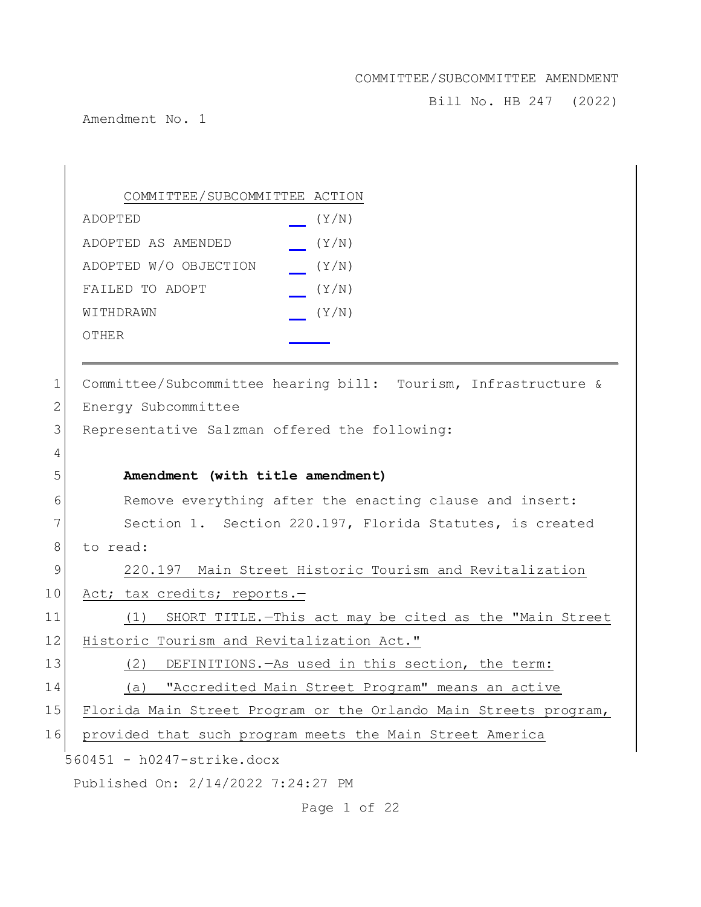COMMITTEE/SUBCOMMITTEE AMENDMENT

Bill No. HB 247 (2022)

Amendment No. 1

COMMITTEE/SUBCOMMITTEE ACTION

| | |
|---|---|
| ADOPTED | ___ (Y/N) |
| ADOPTED AS AMENDED | ___ (Y/N) |
| ADOPTED W/O OBJECTION | ___ (Y/N) |
| FAILED TO ADOPT | ___ (Y/N) |
| WITHDRAWN | ___ (Y/N) |
| OTHER | ___ |

---

1 Committee/Subcommittee hearing bill: Tourism, Infrastructure &
2 Energy Subcommittee
3 Representative Salzman offered the following:
4
5 **Amendment (with title amendment)**
6 Remove everything after the enacting clause and insert:
7 Section 1. Section 220.197, Florida Statutes, is created
8 to read:
9 220.197 Main Street Historic Tourism and Revitalization
10 Act; tax credits; reports.—
11 (1) SHORT TITLE.—This act may be cited as the "Main Street
12 Historic Tourism and Revitalization Act."
13 (2) DEFINITIONS.—As used in this section, the term:
14 (a) "Accredited Main Street Program" means an active
15 Florida Main Street Program or the Orlando Main Streets program,
16 provided that such program meets the Main Street America

560451 - h0247-strike.docx

Published On: 2/14/2022 7:24:27 PM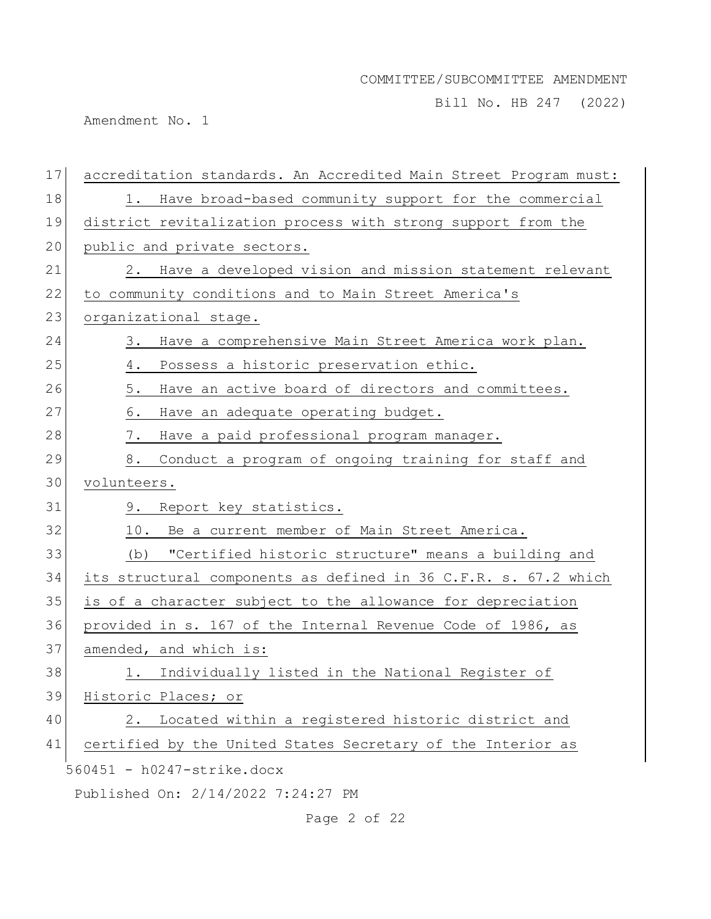accreditation standards. An Accredited Main Street Program must:

1. Have broad-based community support for the commercial district revitalization process with strong support from the public and private sectors.

2. Have a developed vision and mission statement relevant to community conditions and to Main Street America's organizational stage.

3. Have a comprehensive Main Street America work plan.

4. Possess a historic preservation ethic.

5. Have an active board of directors and committees.

6. Have an adequate operating budget.

7. Have a paid professional program manager.

8. Conduct a program of ongoing training for staff and volunteers.

9. Report key statistics.

10. Be a current member of Main Street America.

(b) "Certified historic structure" means a building and its structural components as defined in 36 C.F.R. s. 67.2 which is of a character subject to the allowance for depreciation provided in s. 167 of the Internal Revenue Code of 1986, as amended, and which is:

1. Individually listed in the National Register of Historic Places; or

2. Located within a registered historic district and certified by the United States Secretary of the Interior as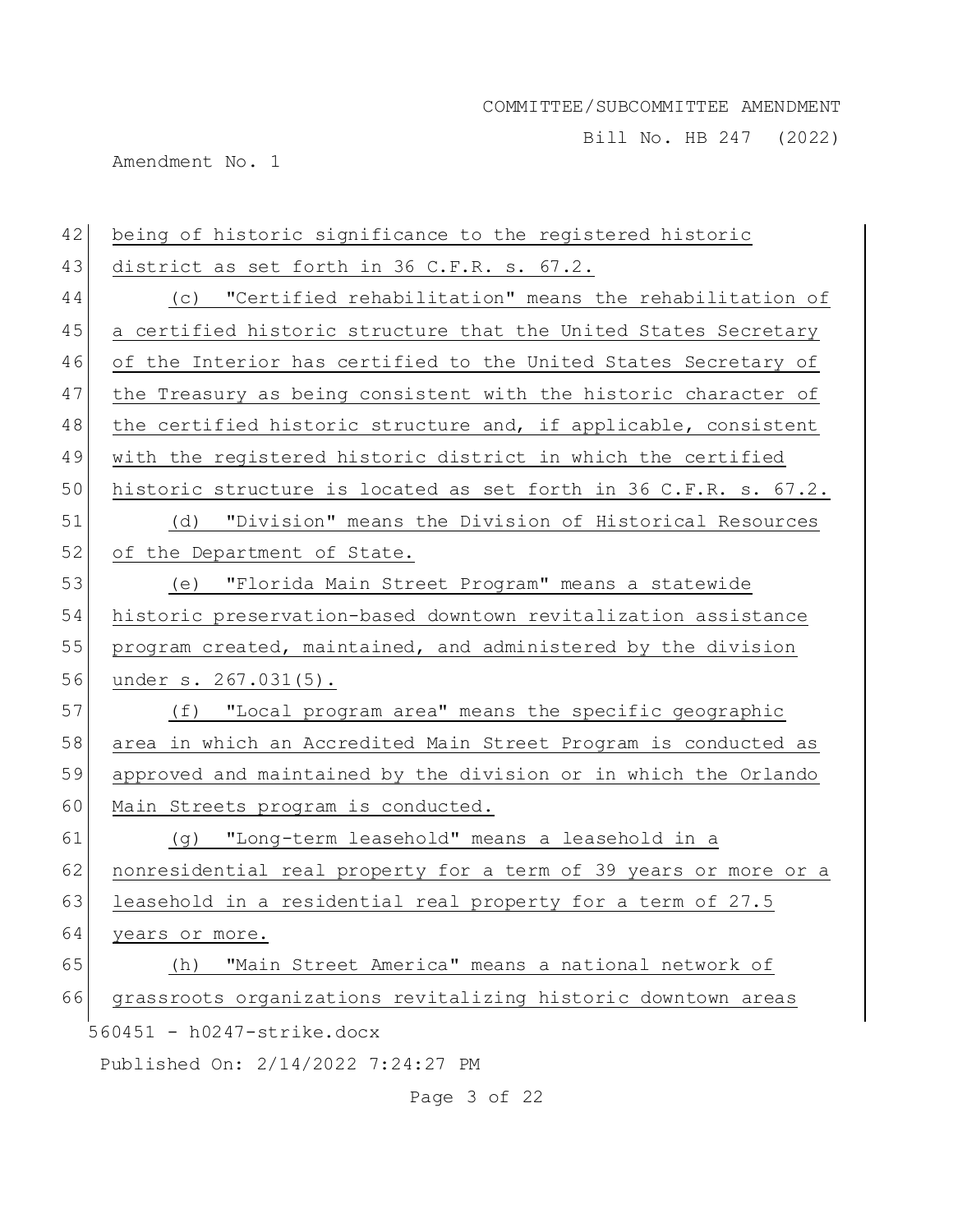being of historic significance to the registered historic district as set forth in 36 C.F.R. s. 67.2.

(c) "Certified rehabilitation" means the rehabilitation of a certified historic structure that the United States Secretary of the Interior has certified to the United States Secretary of the Treasury as being consistent with the historic character of the certified historic structure and, if applicable, consistent with the registered historic district in which the certified historic structure is located as set forth in 36 C.F.R. s. 67.2.

(d) "Division" means the Division of Historical Resources of the Department of State.

(e) "Florida Main Street Program" means a statewide historic preservation-based downtown revitalization assistance program created, maintained, and administered by the division under s. 267.031(5).

(f) "Local program area" means the specific geographic area in which an Accredited Main Street Program is conducted as approved and maintained by the division or in which the Orlando Main Streets program is conducted.

(g) "Long-term leasehold" means a leasehold in a nonresidential real property for a term of 39 years or more or a leasehold in a residential real property for a term of 27.5 years or more.

(h) "Main Street America" means a national network of grassroots organizations revitalizing historic downtown areas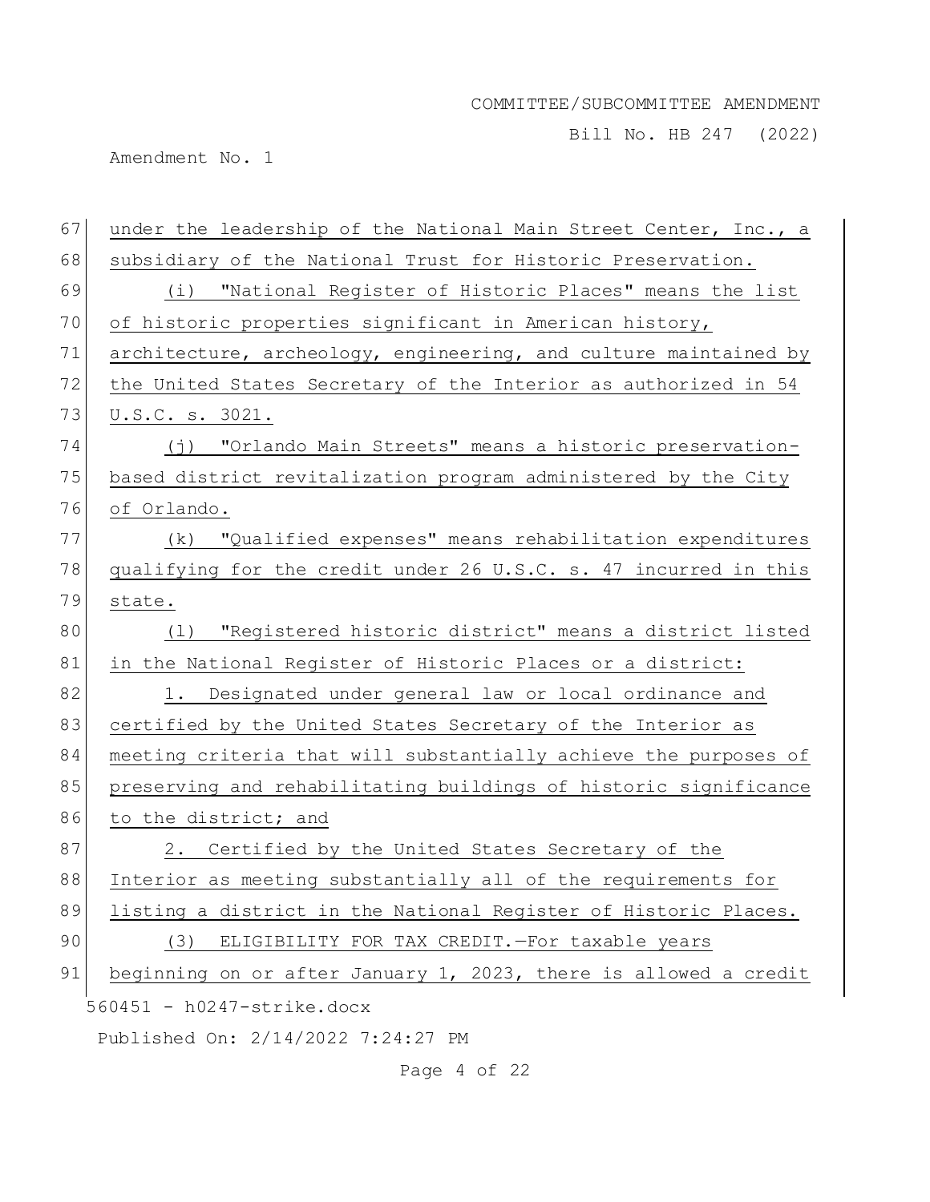under the leadership of the National Main Street Center, Inc., a subsidiary of the National Trust for Historic Preservation.

(i) "National Register of Historic Places" means the list of historic properties significant in American history, architecture, archeology, engineering, and culture maintained by the United States Secretary of the Interior as authorized in 54 U.S.C. s. 3021.

(j) "Orlando Main Streets" means a historic preservation-based district revitalization program administered by the City of Orlando.

(k) "Qualified expenses" means rehabilitation expenditures qualifying for the credit under 26 U.S.C. s. 47 incurred in this state.

(l) "Registered historic district" means a district listed in the National Register of Historic Places or a district:

1. Designated under general law or local ordinance and certified by the United States Secretary of the Interior as meeting criteria that will substantially achieve the purposes of preserving and rehabilitating buildings of historic significance to the district; and

2. Certified by the United States Secretary of the Interior as meeting substantially all of the requirements for listing a district in the National Register of Historic Places.

(3) ELIGIBILITY FOR TAX CREDIT.—For taxable years beginning on or after January 1, 2023, there is allowed a credit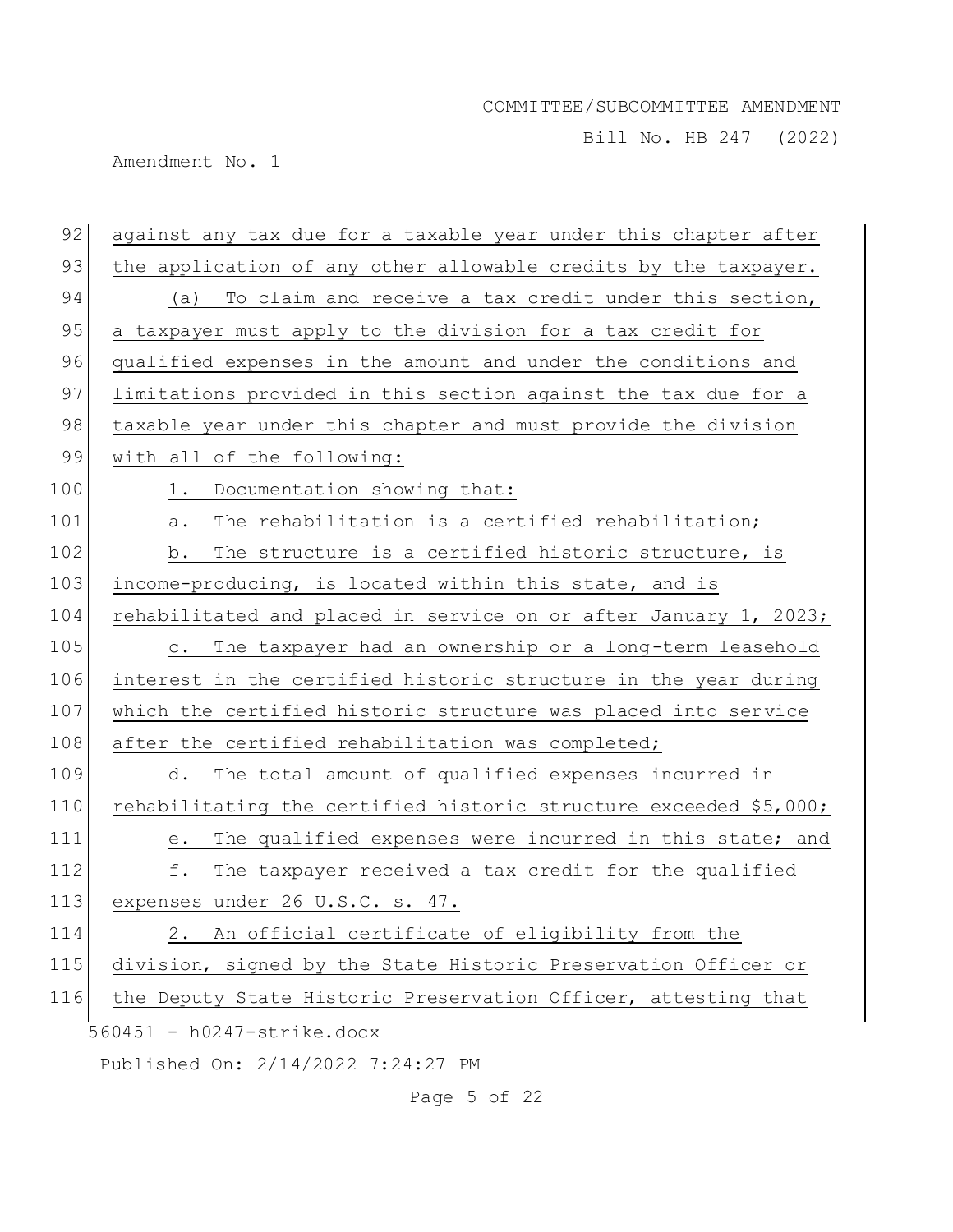against any tax due for a taxable year under this chapter after the application of any other allowable credits by the taxpayer.

(a) To claim and receive a tax credit under this section, a taxpayer must apply to the division for a tax credit for qualified expenses in the amount and under the conditions and limitations provided in this section against the tax due for a taxable year under this chapter and must provide the division with all of the following:

1. Documentation showing that:

a. The rehabilitation is a certified rehabilitation;

b. The structure is a certified historic structure, is income-producing, is located within this state, and is rehabilitated and placed in service on or after January 1, 2023;

c. The taxpayer had an ownership or a long-term leasehold interest in the certified historic structure in the year during which the certified historic structure was placed into service after the certified rehabilitation was completed;

d. The total amount of qualified expenses incurred in rehabilitating the certified historic structure exceeded $5,000;

e. The qualified expenses were incurred in this state; and

f. The taxpayer received a tax credit for the qualified expenses under 26 U.S.C. s. 47.

2. An official certificate of eligibility from the division, signed by the State Historic Preservation Officer or the Deputy State Historic Preservation Officer, attesting that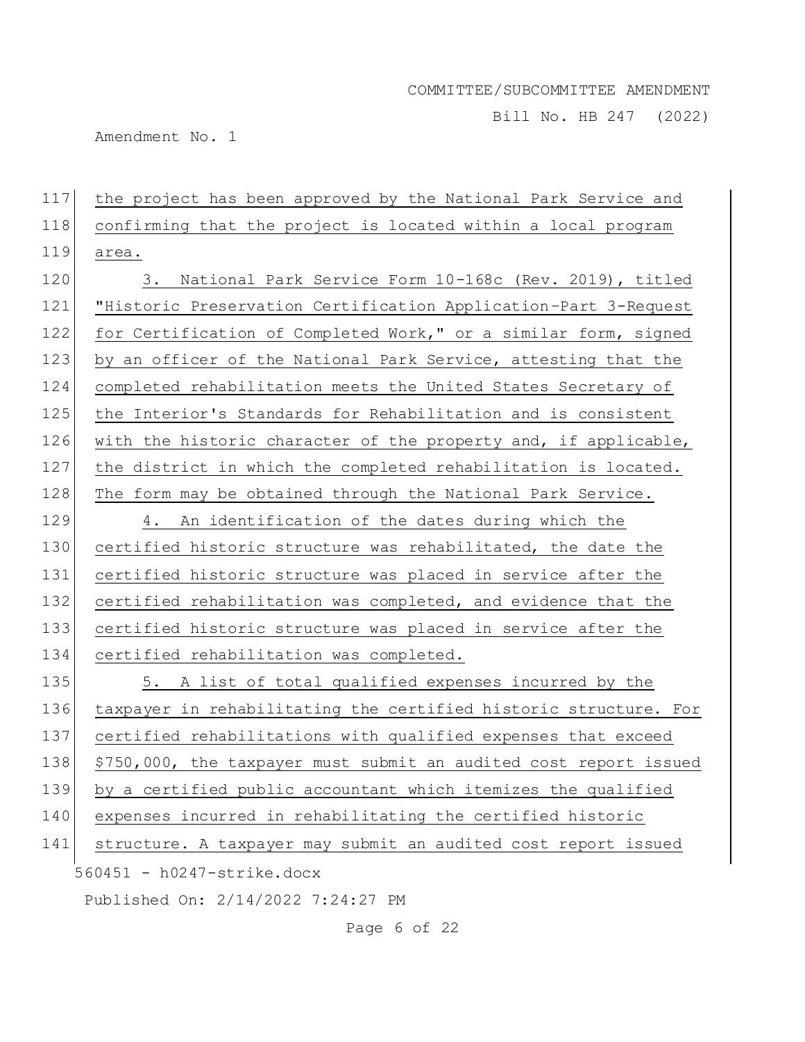the project has been approved by the National Park Service and confirming that the project is located within a local program area.

3. National Park Service Form 10-168c (Rev. 2019), titled "Historic Preservation Certification Application-Part 3-Request for Certification of Completed Work," or a similar form, signed by an officer of the National Park Service, attesting that the completed rehabilitation meets the United States Secretary of the Interior's Standards for Rehabilitation and is consistent with the historic character of the property and, if applicable, the district in which the completed rehabilitation is located. The form may be obtained through the National Park Service.

4. An identification of the dates during which the certified historic structure was rehabilitated, the date the certified historic structure was placed in service after the certified rehabilitation was completed, and evidence that the certified historic structure was placed in service after the certified rehabilitation was completed.

5. A list of total qualified expenses incurred by the taxpayer in rehabilitating the certified historic structure. For certified rehabilitations with qualified expenses that exceed $750,000, the taxpayer must submit an audited cost report issued by a certified public accountant which itemizes the qualified expenses incurred in rehabilitating the certified historic structure. A taxpayer may submit an audited cost report issued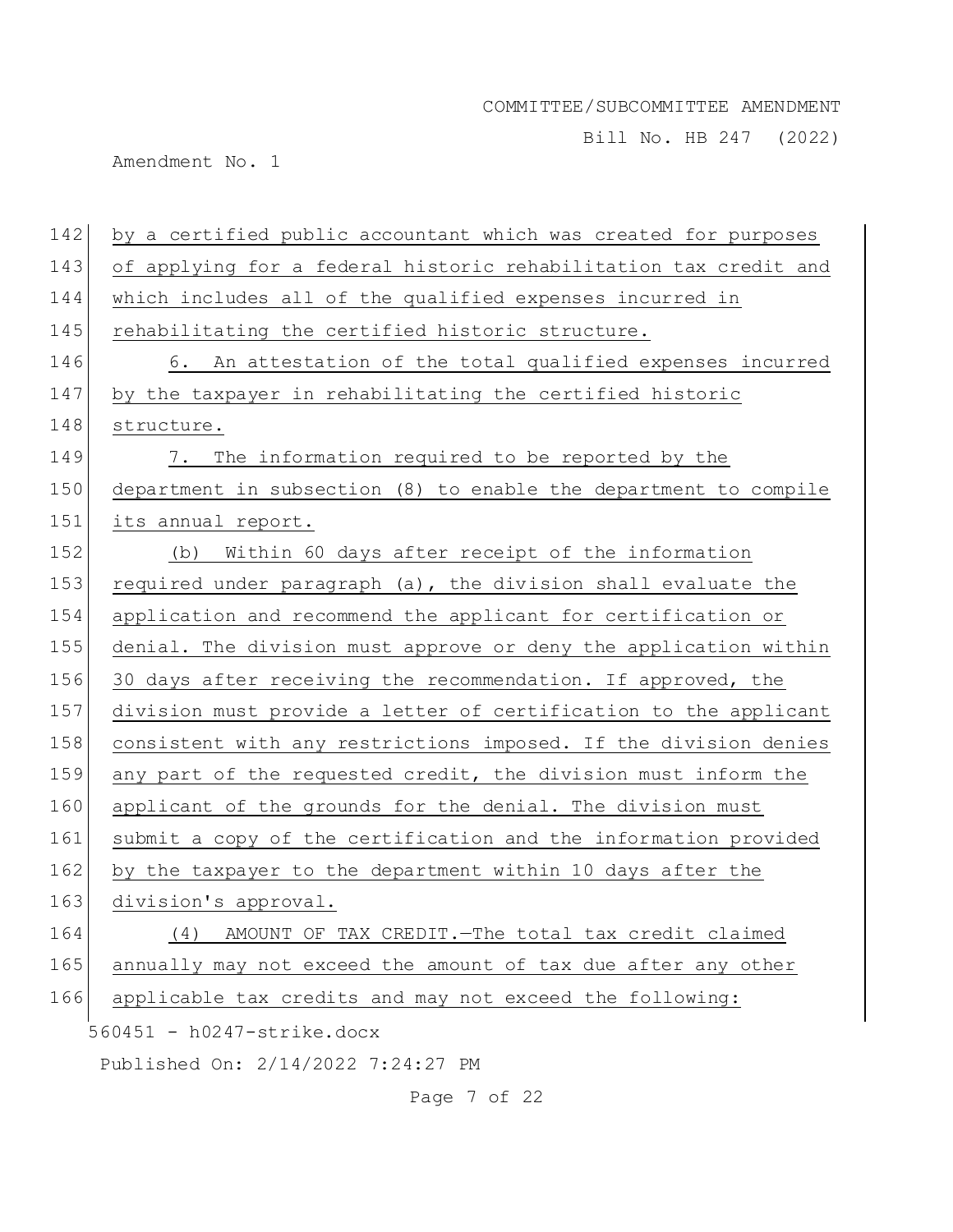by a certified public accountant which was created for purposes of applying for a federal historic rehabilitation tax credit and which includes all of the qualified expenses incurred in rehabilitating the certified historic structure.

6. An attestation of the total qualified expenses incurred by the taxpayer in rehabilitating the certified historic structure.

7. The information required to be reported by the department in subsection (8) to enable the department to compile its annual report.

(b) Within 60 days after receipt of the information required under paragraph (a), the division shall evaluate the application and recommend the applicant for certification or denial. The division must approve or deny the application within 30 days after receiving the recommendation. If approved, the division must provide a letter of certification to the applicant consistent with any restrictions imposed. If the division denies any part of the requested credit, the division must inform the applicant of the grounds for the denial. The division must submit a copy of the certification and the information provided by the taxpayer to the department within 10 days after the division's approval.

(4) AMOUNT OF TAX CREDIT.—The total tax credit claimed annually may not exceed the amount of tax due after any other applicable tax credits and may not exceed the following: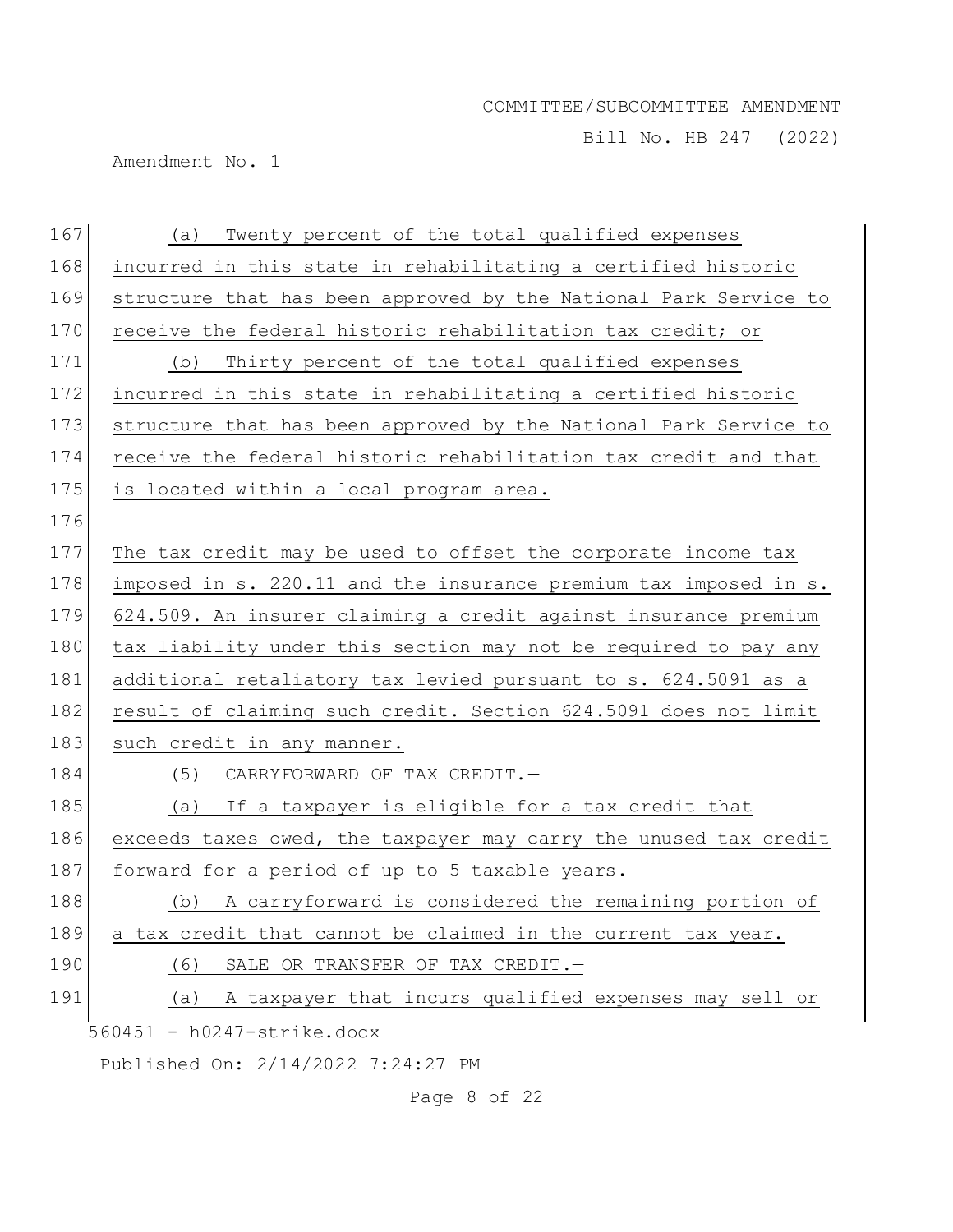(a) Twenty percent of the total qualified expenses incurred in this state in rehabilitating a certified historic structure that has been approved by the National Park Service to receive the federal historic rehabilitation tax credit; or

(b) Thirty percent of the total qualified expenses incurred in this state in rehabilitating a certified historic structure that has been approved by the National Park Service to receive the federal historic rehabilitation tax credit and that is located within a local program area.

The tax credit may be used to offset the corporate income tax imposed in s. 220.11 and the insurance premium tax imposed in s. 624.509. An insurer claiming a credit against insurance premium tax liability under this section may not be required to pay any additional retaliatory tax levied pursuant to s. 624.5091 as a result of claiming such credit. Section 624.5091 does not limit such credit in any manner.

(5) CARRYFORWARD OF TAX CREDIT.—

(a) If a taxpayer is eligible for a tax credit that exceeds taxes owed, the taxpayer may carry the unused tax credit forward for a period of up to 5 taxable years.

(b) A carryforward is considered the remaining portion of a tax credit that cannot be claimed in the current tax year.

(6) SALE OR TRANSFER OF TAX CREDIT.—

(a) A taxpayer that incurs qualified expenses may sell or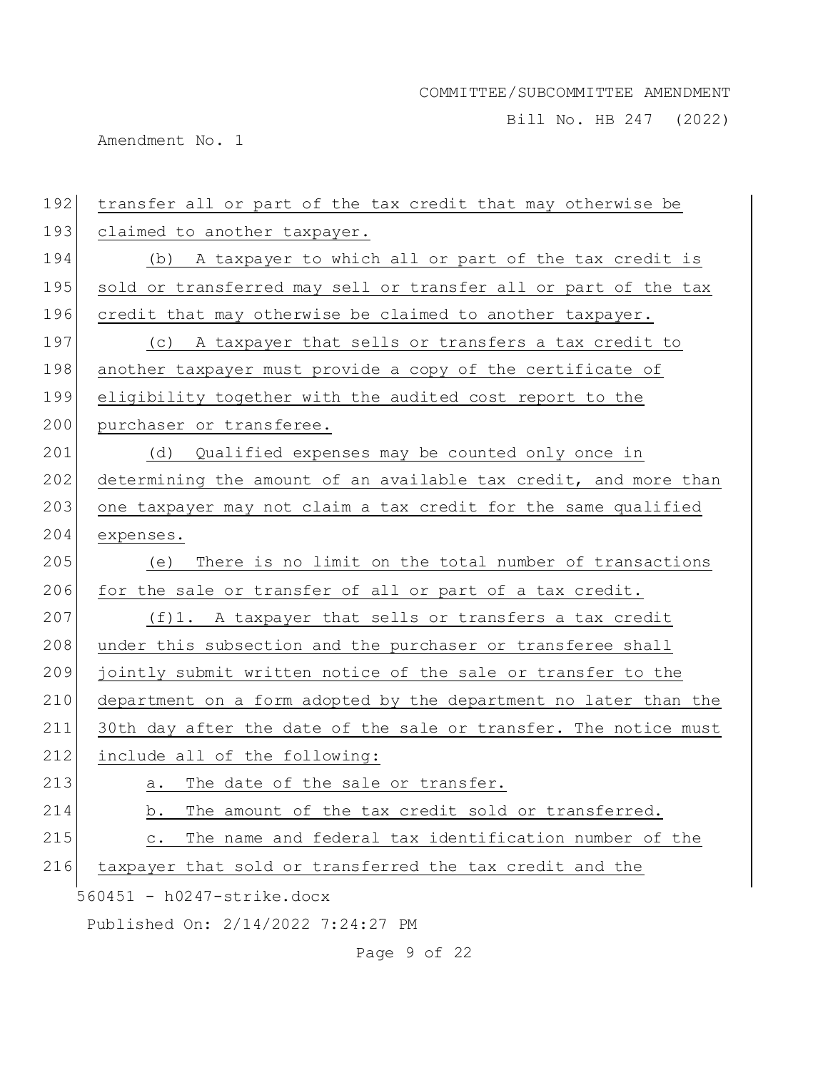transfer all or part of the tax credit that may otherwise be claimed to another taxpayer.

(b) A taxpayer to which all or part of the tax credit is sold or transferred may sell or transfer all or part of the tax credit that may otherwise be claimed to another taxpayer.

(c) A taxpayer that sells or transfers a tax credit to another taxpayer must provide a copy of the certificate of eligibility together with the audited cost report to the purchaser or transferee.

(d) Qualified expenses may be counted only once in determining the amount of an available tax credit, and more than one taxpayer may not claim a tax credit for the same qualified expenses.

(e) There is no limit on the total number of transactions for the sale or transfer of all or part of a tax credit.

(f)1. A taxpayer that sells or transfers a tax credit under this subsection and the purchaser or transferee shall jointly submit written notice of the sale or transfer to the department on a form adopted by the department no later than the 30th day after the date of the sale or transfer. The notice must include all of the following:

a. The date of the sale or transfer.

b. The amount of the tax credit sold or transferred.

c. The name and federal tax identification number of the taxpayer that sold or transferred the tax credit and the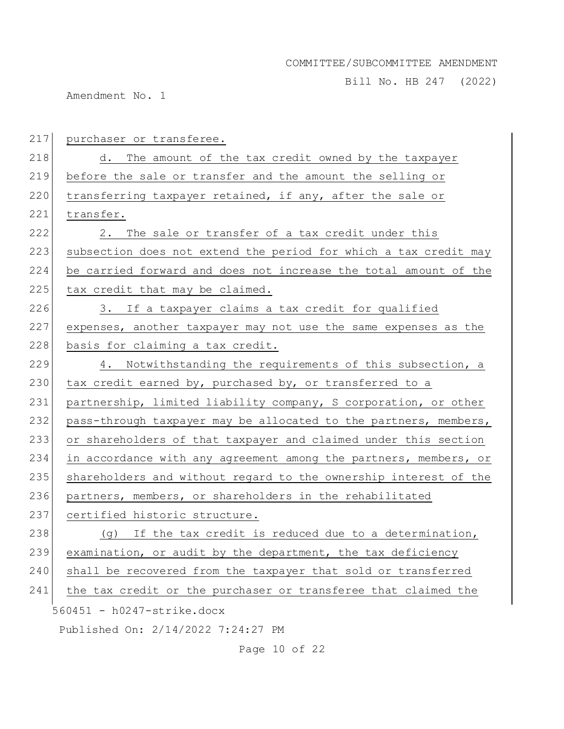purchaser or transferee.

d. The amount of the tax credit owned by the taxpayer before the sale or transfer and the amount the selling or transferring taxpayer retained, if any, after the sale or transfer.

2. The sale or transfer of a tax credit under this subsection does not extend the period for which a tax credit may be carried forward and does not increase the total amount of the tax credit that may be claimed.

3. If a taxpayer claims a tax credit for qualified expenses, another taxpayer may not use the same expenses as the basis for claiming a tax credit.

4. Notwithstanding the requirements of this subsection, a tax credit earned by, purchased by, or transferred to a partnership, limited liability company, S corporation, or other pass-through taxpayer may be allocated to the partners, members, or shareholders of that taxpayer and claimed under this section in accordance with any agreement among the partners, members, or shareholders and without regard to the ownership interest of the partners, members, or shareholders in the rehabilitated certified historic structure.

(g) If the tax credit is reduced due to a determination, examination, or audit by the department, the tax deficiency shall be recovered from the taxpayer that sold or transferred the tax credit or the purchaser or transferee that claimed the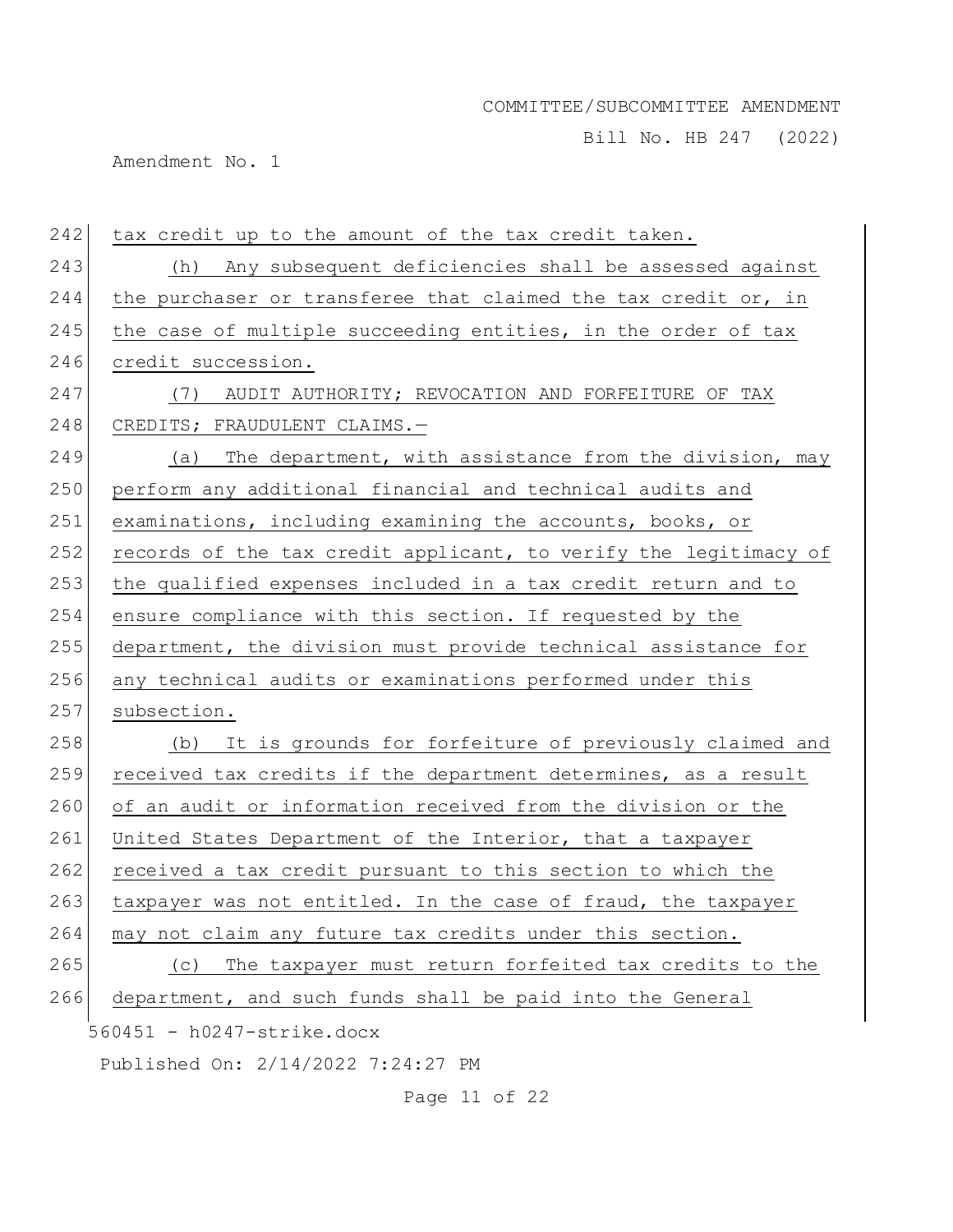tax credit up to the amount of the tax credit taken.

(h) Any subsequent deficiencies shall be assessed against the purchaser or transferee that claimed the tax credit or, in the case of multiple succeeding entities, in the order of tax credit succession.

(7) AUDIT AUTHORITY; REVOCATION AND FORFEITURE OF TAX CREDITS; FRAUDULENT CLAIMS.—

(a) The department, with assistance from the division, may perform any additional financial and technical audits and examinations, including examining the accounts, books, or records of the tax credit applicant, to verify the legitimacy of the qualified expenses included in a tax credit return and to ensure compliance with this section. If requested by the department, the division must provide technical assistance for any technical audits or examinations performed under this subsection.

(b) It is grounds for forfeiture of previously claimed and received tax credits if the department determines, as a result of an audit or information received from the division or the United States Department of the Interior, that a taxpayer received a tax credit pursuant to this section to which the taxpayer was not entitled. In the case of fraud, the taxpayer may not claim any future tax credits under this section.

(c) The taxpayer must return forfeited tax credits to the department, and such funds shall be paid into the General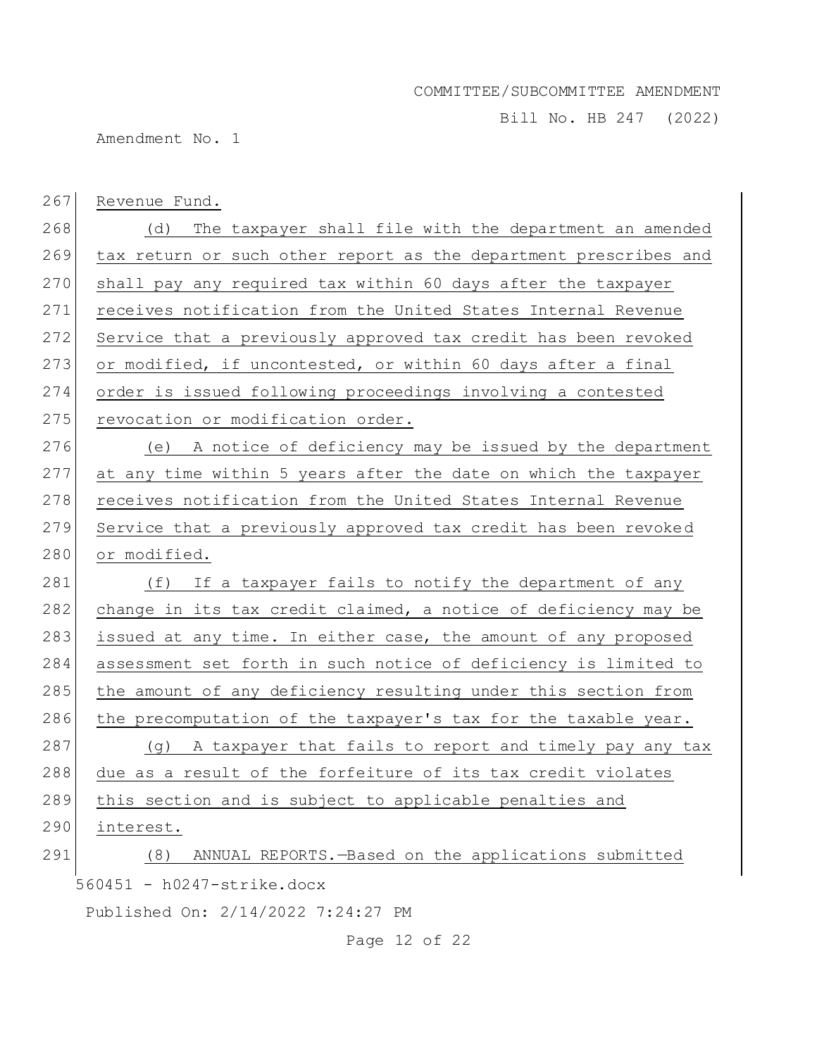Revenue Fund.

(d) The taxpayer shall file with the department an amended tax return or such other report as the department prescribes and shall pay any required tax within 60 days after the taxpayer receives notification from the United States Internal Revenue Service that a previously approved tax credit has been revoked or modified, if uncontested, or within 60 days after a final order is issued following proceedings involving a contested revocation or modification order.

(e) A notice of deficiency may be issued by the department at any time within 5 years after the date on which the taxpayer receives notification from the United States Internal Revenue Service that a previously approved tax credit has been revoked or modified.

(f) If a taxpayer fails to notify the department of any change in its tax credit claimed, a notice of deficiency may be issued at any time. In either case, the amount of any proposed assessment set forth in such notice of deficiency is limited to the amount of any deficiency resulting under this section from the precomputation of the taxpayer's tax for the taxable year.

(g) A taxpayer that fails to report and timely pay any tax due as a result of the forfeiture of its tax credit violates this section and is subject to applicable penalties and interest.

(8) ANNUAL REPORTS.—Based on the applications submitted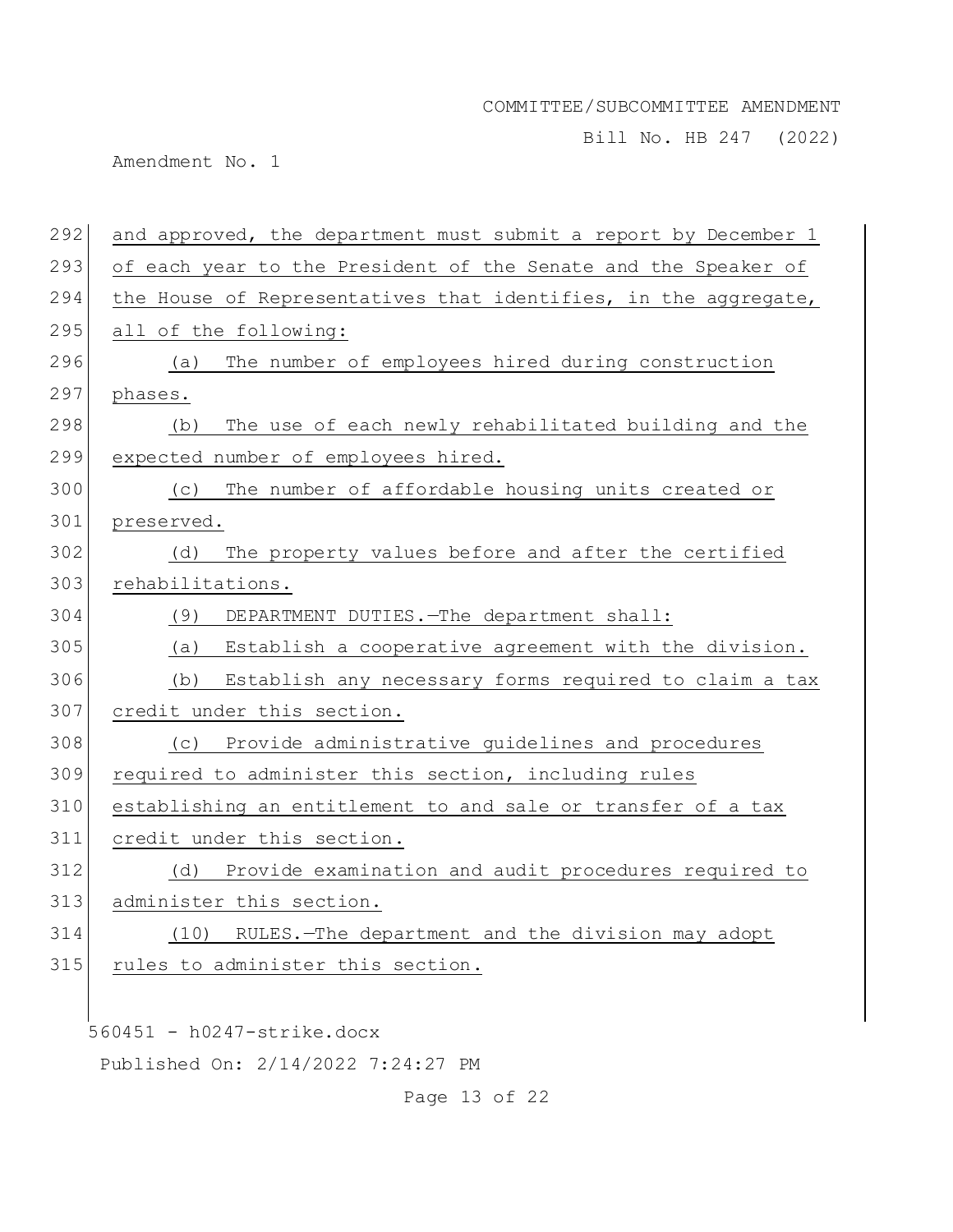and approved, the department must submit a report by December 1 of each year to the President of the Senate and the Speaker of the House of Representatives that identifies, in the aggregate, all of the following:

(a) The number of employees hired during construction phases.

(b) The use of each newly rehabilitated building and the expected number of employees hired.

(c) The number of affordable housing units created or preserved.

(d) The property values before and after the certified rehabilitations.

(9) DEPARTMENT DUTIES.—The department shall:

(a) Establish a cooperative agreement with the division.

(b) Establish any necessary forms required to claim a tax credit under this section.

(c) Provide administrative guidelines and procedures required to administer this section, including rules establishing an entitlement to and sale or transfer of a tax credit under this section.

(d) Provide examination and audit procedures required to administer this section.

(10) RULES.—The department and the division may adopt rules to administer this section.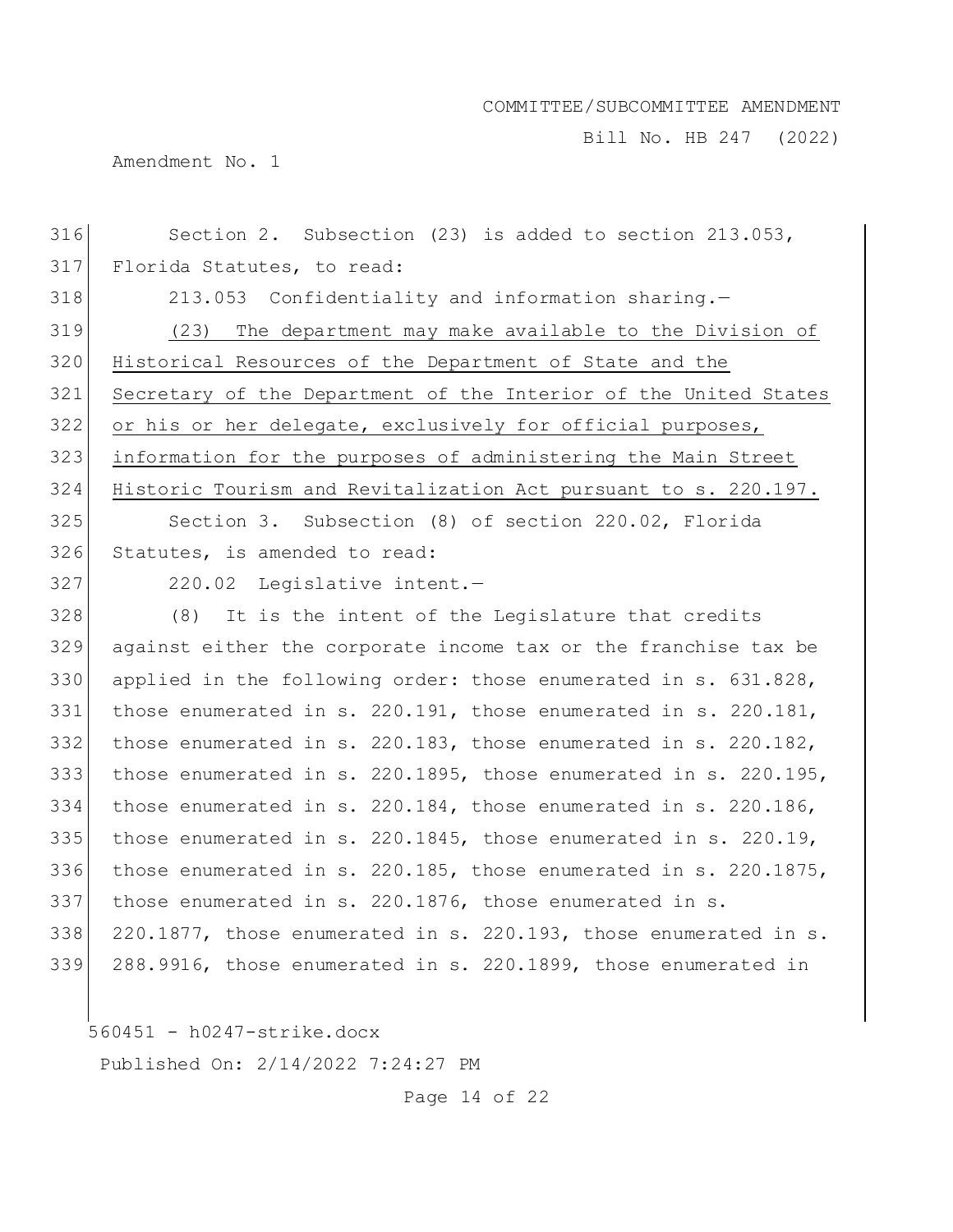Section 2. Subsection (23) is added to section 213.053, Florida Statutes, to read:

213.053 Confidentiality and information sharing.—

(23) The department may make available to the Division of Historical Resources of the Department of State and the Secretary of the Department of the Interior of the United States or his or her delegate, exclusively for official purposes, information for the purposes of administering the Main Street Historic Tourism and Revitalization Act pursuant to s. 220.197.

Section 3. Subsection (8) of section 220.02, Florida Statutes, is amended to read:

220.02 Legislative intent.—

(8) It is the intent of the Legislature that credits against either the corporate income tax or the franchise tax be applied in the following order: those enumerated in s. 631.828, those enumerated in s. 220.191, those enumerated in s. 220.181, those enumerated in s. 220.183, those enumerated in s. 220.182, those enumerated in s. 220.1895, those enumerated in s. 220.195, those enumerated in s. 220.184, those enumerated in s. 220.186, those enumerated in s. 220.1845, those enumerated in s. 220.19, those enumerated in s. 220.185, those enumerated in s. 220.1875, those enumerated in s. 220.1876, those enumerated in s. 220.1877, those enumerated in s. 220.193, those enumerated in s. 288.9916, those enumerated in s. 220.1899, those enumerated in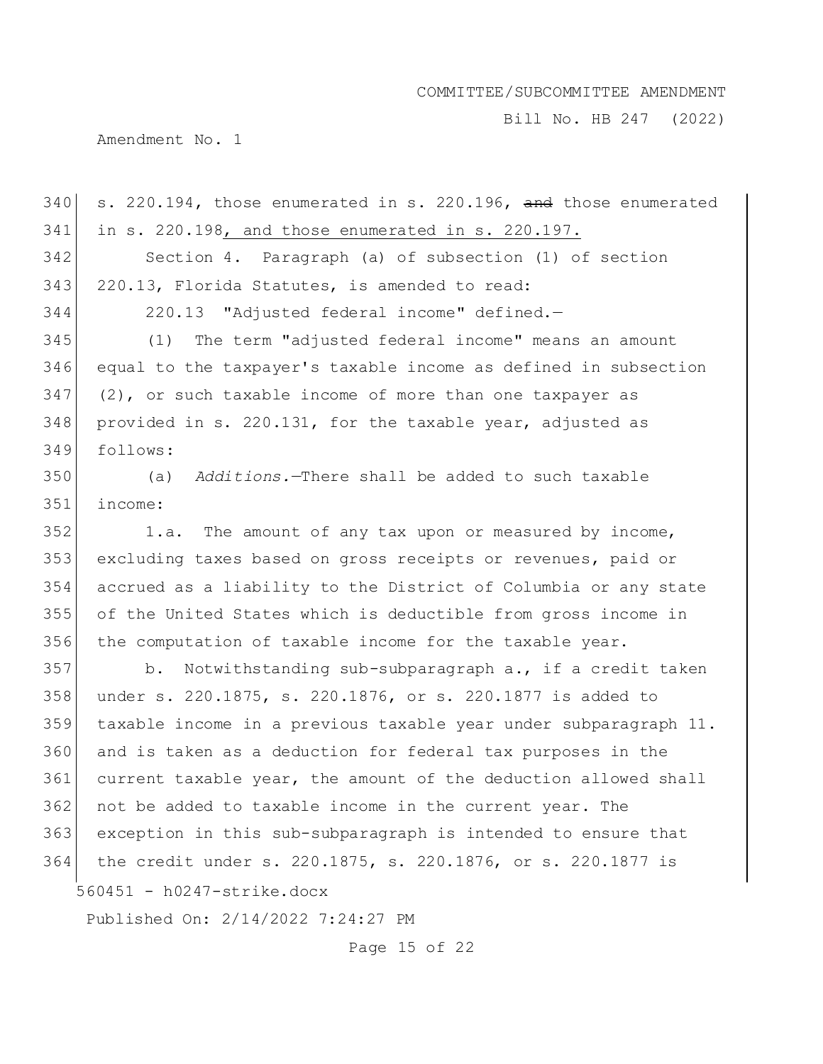s. 220.194, those enumerated in s. 220.196, ~~and~~ those enumerated in s. 220.198, and those enumerated in s. 220.197.

Section 4. Paragraph (a) of subsection (1) of section 220.13, Florida Statutes, is amended to read:

220.13 "Adjusted federal income" defined.—

(1) The term "adjusted federal income" means an amount equal to the taxpayer's taxable income as defined in subsection (2), or such taxable income of more than one taxpayer as provided in s. 220.131, for the taxable year, adjusted as follows:

(a) *Additions.*—There shall be added to such taxable income:

1.a. The amount of any tax upon or measured by income, excluding taxes based on gross receipts or revenues, paid or accrued as a liability to the District of Columbia or any state of the United States which is deductible from gross income in the computation of taxable income for the taxable year.

b. Notwithstanding sub-subparagraph a., if a credit taken under s. 220.1875, s. 220.1876, or s. 220.1877 is added to taxable income in a previous taxable year under subparagraph 11. and is taken as a deduction for federal tax purposes in the current taxable year, the amount of the deduction allowed shall not be added to taxable income in the current year. The exception in this sub-subparagraph is intended to ensure that the credit under s. 220.1875, s. 220.1876, or s. 220.1877 is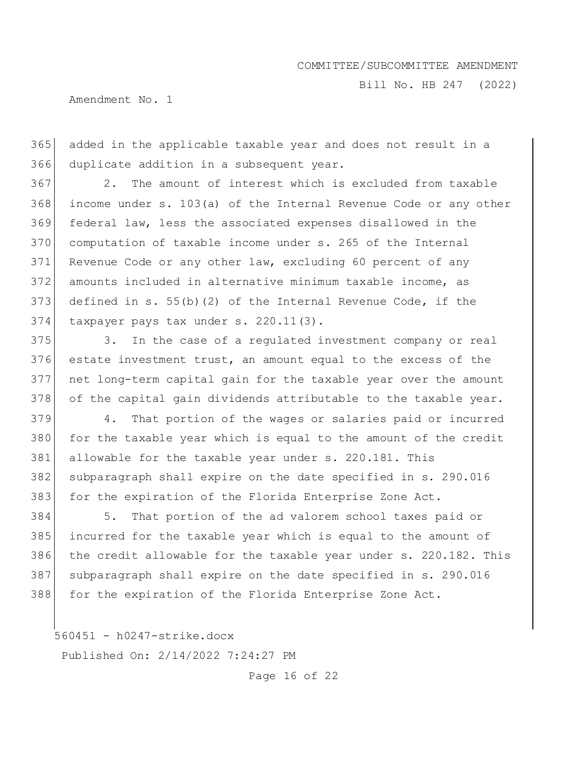added in the applicable taxable year and does not result in a duplicate addition in a subsequent year.

2. The amount of interest which is excluded from taxable income under s. 103(a) of the Internal Revenue Code or any other federal law, less the associated expenses disallowed in the computation of taxable income under s. 265 of the Internal Revenue Code or any other law, excluding 60 percent of any amounts included in alternative minimum taxable income, as defined in s. 55(b)(2) of the Internal Revenue Code, if the taxpayer pays tax under s. 220.11(3).

3. In the case of a regulated investment company or real estate investment trust, an amount equal to the excess of the net long-term capital gain for the taxable year over the amount of the capital gain dividends attributable to the taxable year.

4. That portion of the wages or salaries paid or incurred for the taxable year which is equal to the amount of the credit allowable for the taxable year under s. 220.181. This subparagraph shall expire on the date specified in s. 290.016 for the expiration of the Florida Enterprise Zone Act.

5. That portion of the ad valorem school taxes paid or incurred for the taxable year which is equal to the amount of the credit allowable for the taxable year under s. 220.182. This subparagraph shall expire on the date specified in s. 290.016 for the expiration of the Florida Enterprise Zone Act.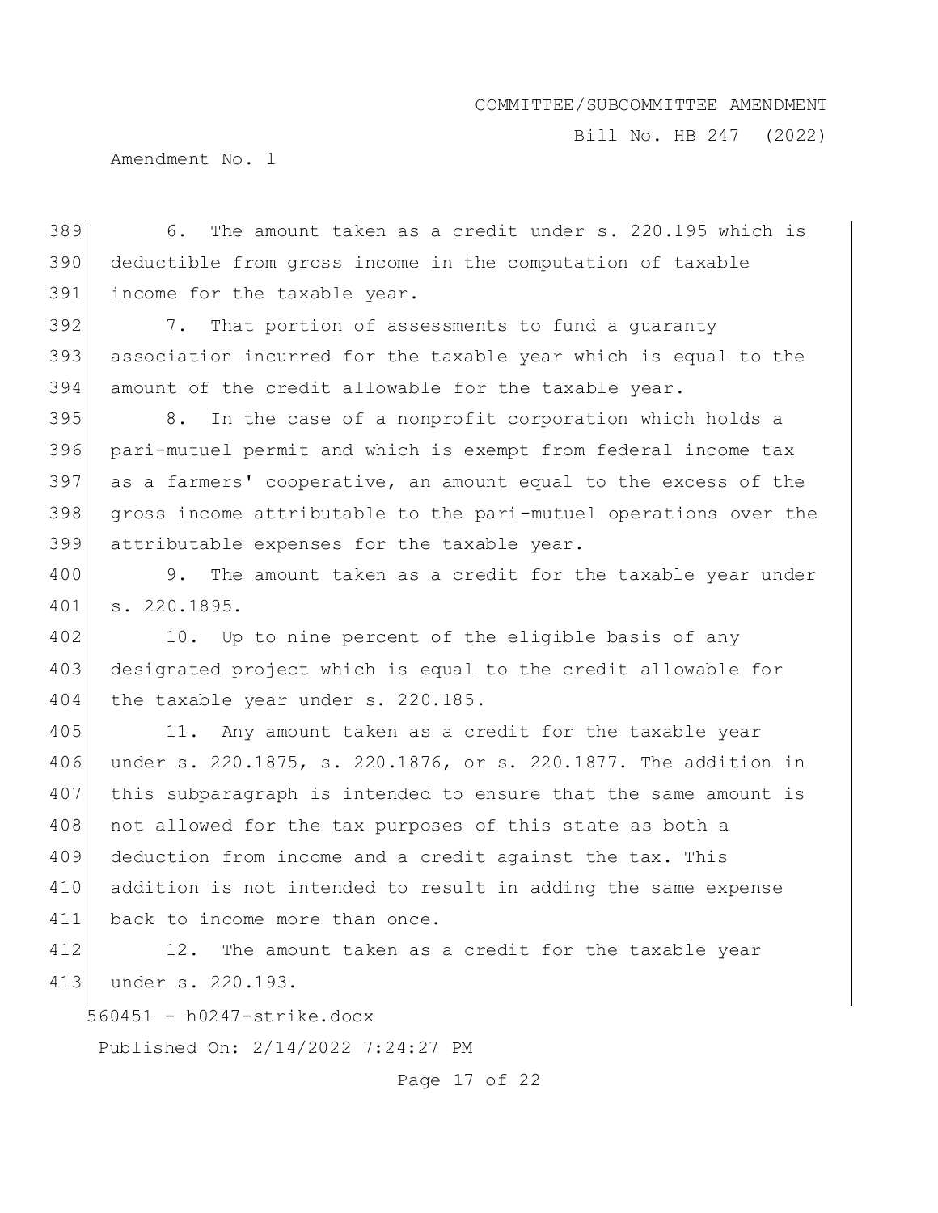6. The amount taken as a credit under s. 220.195 which is deductible from gross income in the computation of taxable income for the taxable year.

7. That portion of assessments to fund a guaranty association incurred for the taxable year which is equal to the amount of the credit allowable for the taxable year.

8. In the case of a nonprofit corporation which holds a pari-mutuel permit and which is exempt from federal income tax as a farmers' cooperative, an amount equal to the excess of the gross income attributable to the pari-mutuel operations over the attributable expenses for the taxable year.

9. The amount taken as a credit for the taxable year under s. 220.1895.

10. Up to nine percent of the eligible basis of any designated project which is equal to the credit allowable for the taxable year under s. 220.185.

11. Any amount taken as a credit for the taxable year under s. 220.1875, s. 220.1876, or s. 220.1877. The addition in this subparagraph is intended to ensure that the same amount is not allowed for the tax purposes of this state as both a deduction from income and a credit against the tax. This addition is not intended to result in adding the same expense back to income more than once.

12. The amount taken as a credit for the taxable year under s. 220.193.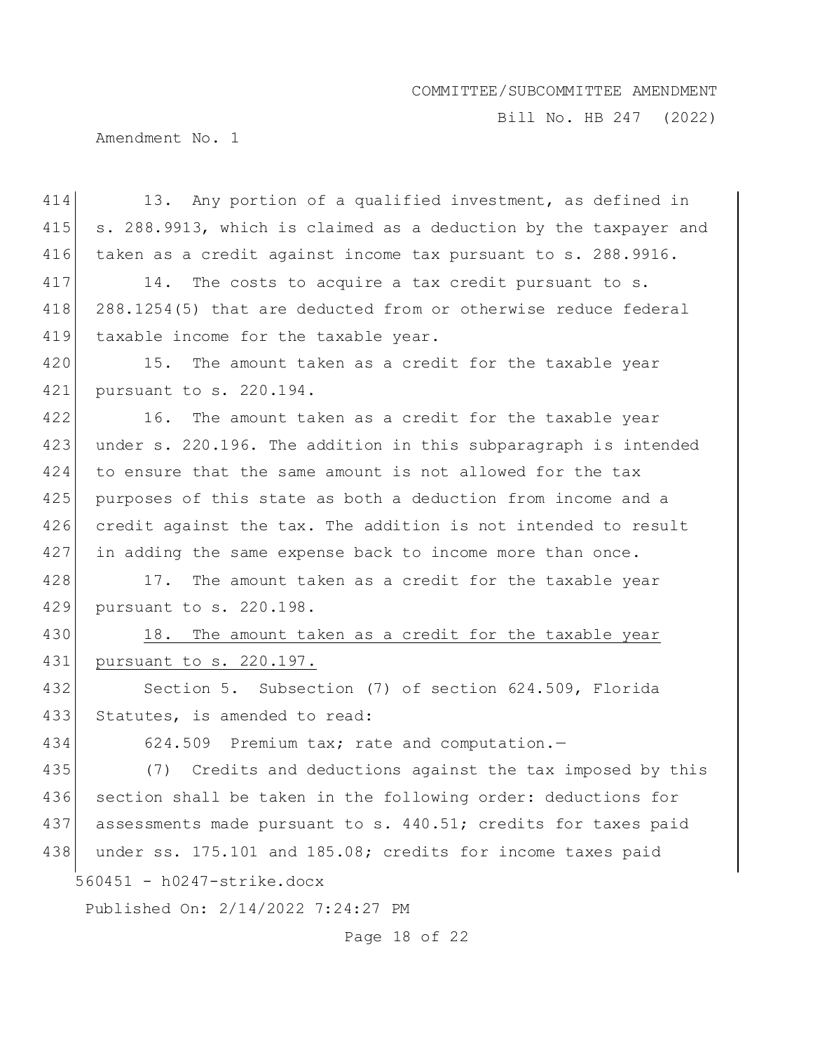13. Any portion of a qualified investment, as defined in s. 288.9913, which is claimed as a deduction by the taxpayer and taken as a credit against income tax pursuant to s. 288.9916.

14. The costs to acquire a tax credit pursuant to s. 288.1254(5) that are deducted from or otherwise reduce federal taxable income for the taxable year.

15. The amount taken as a credit for the taxable year pursuant to s. 220.194.

16. The amount taken as a credit for the taxable year under s. 220.196. The addition in this subparagraph is intended to ensure that the same amount is not allowed for the tax purposes of this state as both a deduction from income and a credit against the tax. The addition is not intended to result in adding the same expense back to income more than once.

17. The amount taken as a credit for the taxable year pursuant to s. 220.198.

<u>18. The amount taken as a credit for the taxable year pursuant to s. 220.197.</u>

Section 5. Subsection (7) of section 624.509, Florida Statutes, is amended to read:

624.509 Premium tax; rate and computation.—

(7) Credits and deductions against the tax imposed by this section shall be taken in the following order: deductions for assessments made pursuant to s. 440.51; credits for taxes paid under ss. 175.101 and 185.08; credits for income taxes paid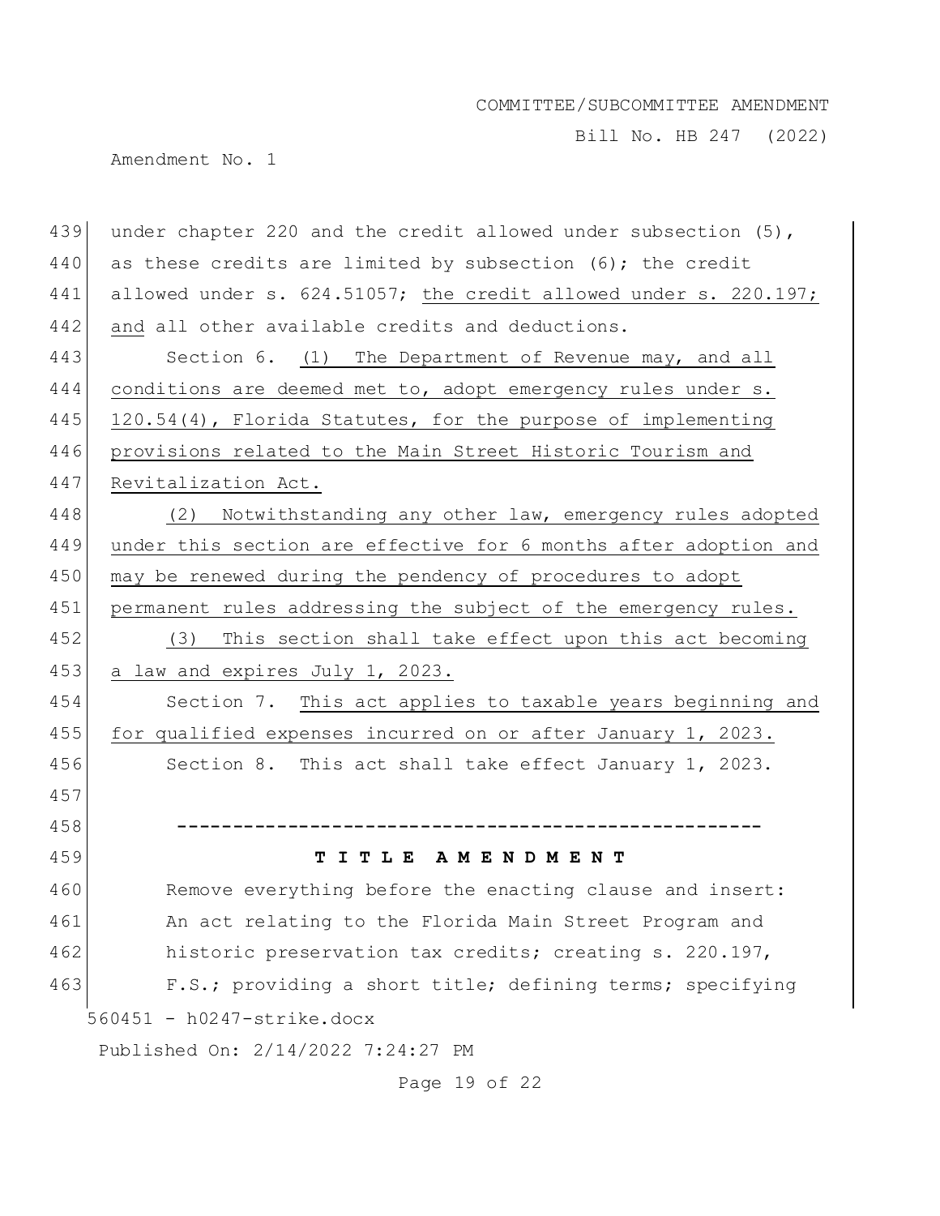under chapter 220 and the credit allowed under subsection (5), as these credits are limited by subsection (6); the credit allowed under s. 624.51057; the credit allowed under s. 220.197; and all other available credits and deductions.

Section 6. (1) The Department of Revenue may, and all conditions are deemed met to, adopt emergency rules under s. 120.54(4), Florida Statutes, for the purpose of implementing provisions related to the Main Street Historic Tourism and Revitalization Act.

(2) Notwithstanding any other law, emergency rules adopted under this section are effective for 6 months after adoption and may be renewed during the pendency of procedures to adopt permanent rules addressing the subject of the emergency rules.

(3) This section shall take effect upon this act becoming a law and expires July 1, 2023.

Section 7. This act applies to taxable years beginning and for qualified expenses incurred on or after January 1, 2023.

Section 8. This act shall take effect January 1, 2023.

-----------------------------------------------------

**T I T L E A M E N D M E N T**

Remove everything before the enacting clause and insert:

An act relating to the Florida Main Street Program and historic preservation tax credits; creating s. 220.197, F.S.; providing a short title; defining terms; specifying

560451 - h0247-strike.docx

Published On: 2/14/2022 7:24:27 PM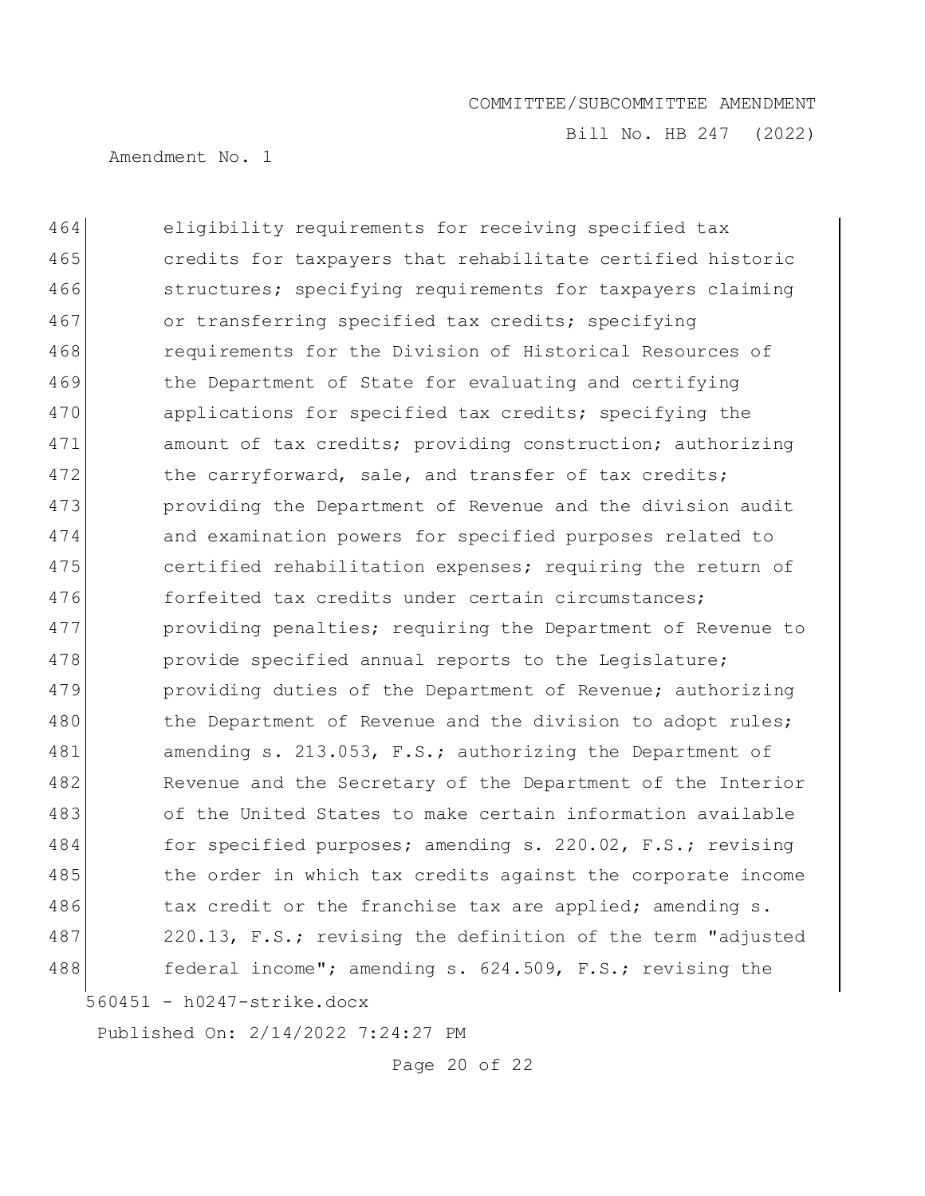eligibility requirements for receiving specified tax credits for taxpayers that rehabilitate certified historic structures; specifying requirements for taxpayers claiming or transferring specified tax credits; specifying requirements for the Division of Historical Resources of the Department of State for evaluating and certifying applications for specified tax credits; specifying the amount of tax credits; providing construction; authorizing the carryforward, sale, and transfer of tax credits; providing the Department of Revenue and the division audit and examination powers for specified purposes related to certified rehabilitation expenses; requiring the return of forfeited tax credits under certain circumstances; providing penalties; requiring the Department of Revenue to provide specified annual reports to the Legislature; providing duties of the Department of Revenue; authorizing the Department of Revenue and the division to adopt rules; amending s. 213.053, F.S.; authorizing the Department of Revenue and the Secretary of the Department of the Interior of the United States to make certain information available for specified purposes; amending s. 220.02, F.S.; revising the order in which tax credits against the corporate income tax credit or the franchise tax are applied; amending s. 220.13, F.S.; revising the definition of the term "adjusted federal income"; amending s. 624.509, F.S.; revising the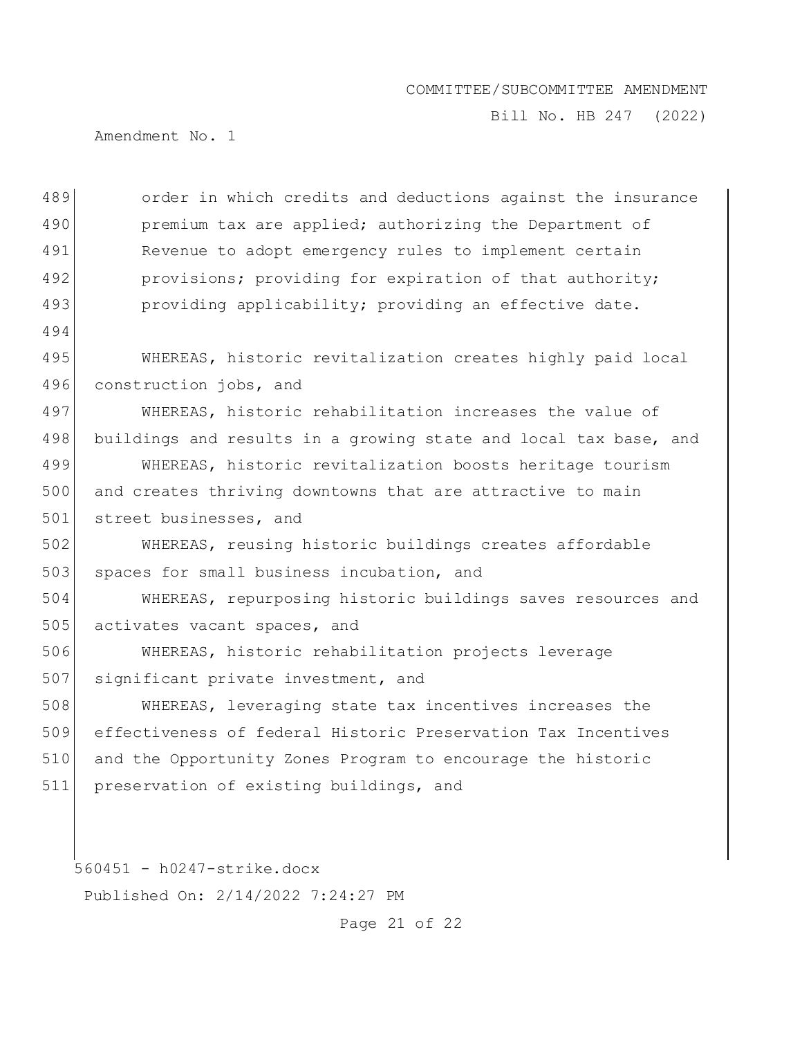order in which credits and deductions against the insurance premium tax are applied; authorizing the Department of Revenue to adopt emergency rules to implement certain provisions; providing for expiration of that authority; providing applicability; providing an effective date.

WHEREAS, historic revitalization creates highly paid local construction jobs, and

WHEREAS, historic rehabilitation increases the value of buildings and results in a growing state and local tax base, and

WHEREAS, historic revitalization boosts heritage tourism and creates thriving downtowns that are attractive to main street businesses, and

WHEREAS, reusing historic buildings creates affordable spaces for small business incubation, and

WHEREAS, repurposing historic buildings saves resources and activates vacant spaces, and

WHEREAS, historic rehabilitation projects leverage significant private investment, and

WHEREAS, leveraging state tax incentives increases the effectiveness of federal Historic Preservation Tax Incentives and the Opportunity Zones Program to encourage the historic preservation of existing buildings, and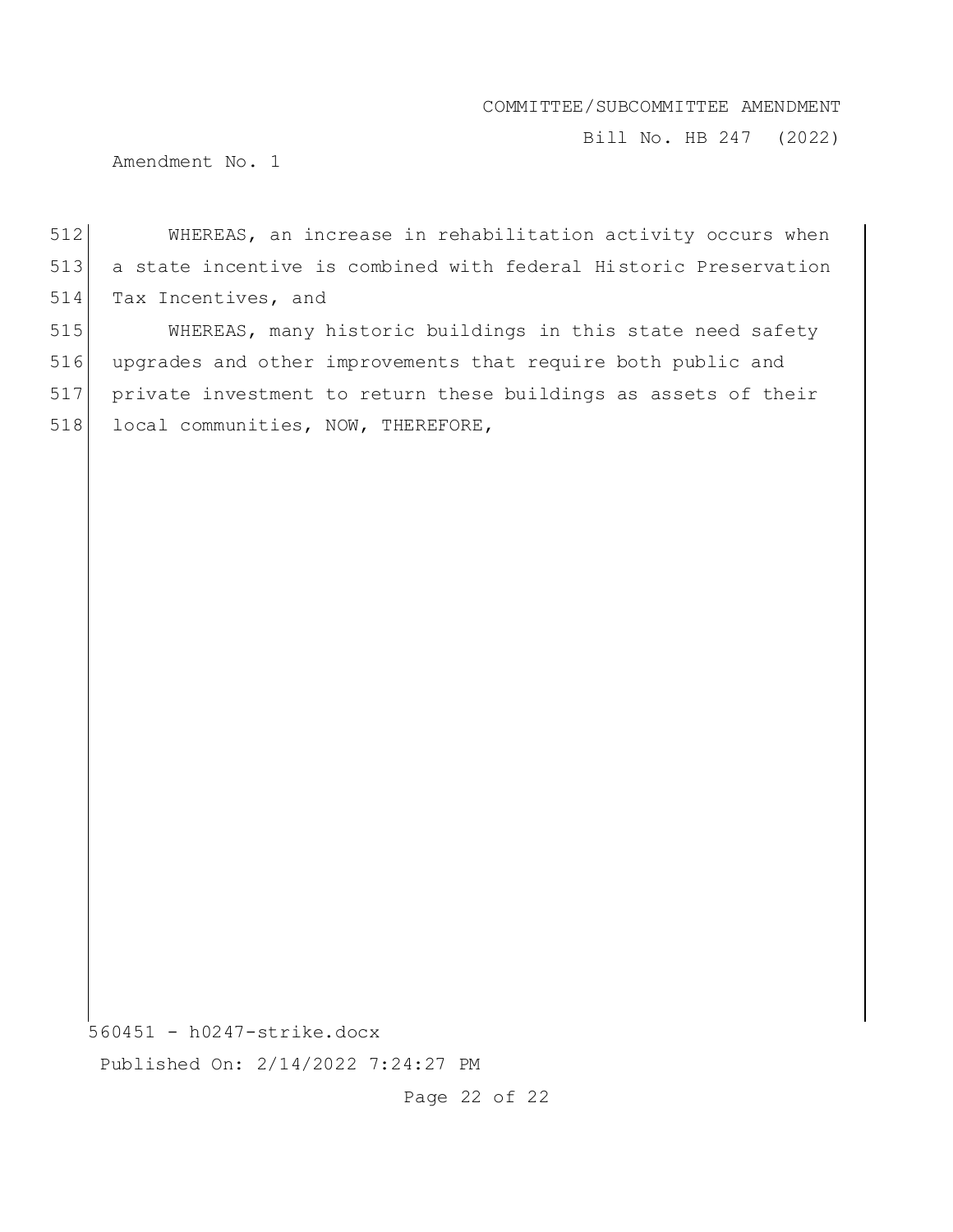WHEREAS, an increase in rehabilitation activity occurs when a state incentive is combined with federal Historic Preservation Tax Incentives, and

WHEREAS, many historic buildings in this state need safety upgrades and other improvements that require both public and private investment to return these buildings as assets of their local communities, NOW, THEREFORE,